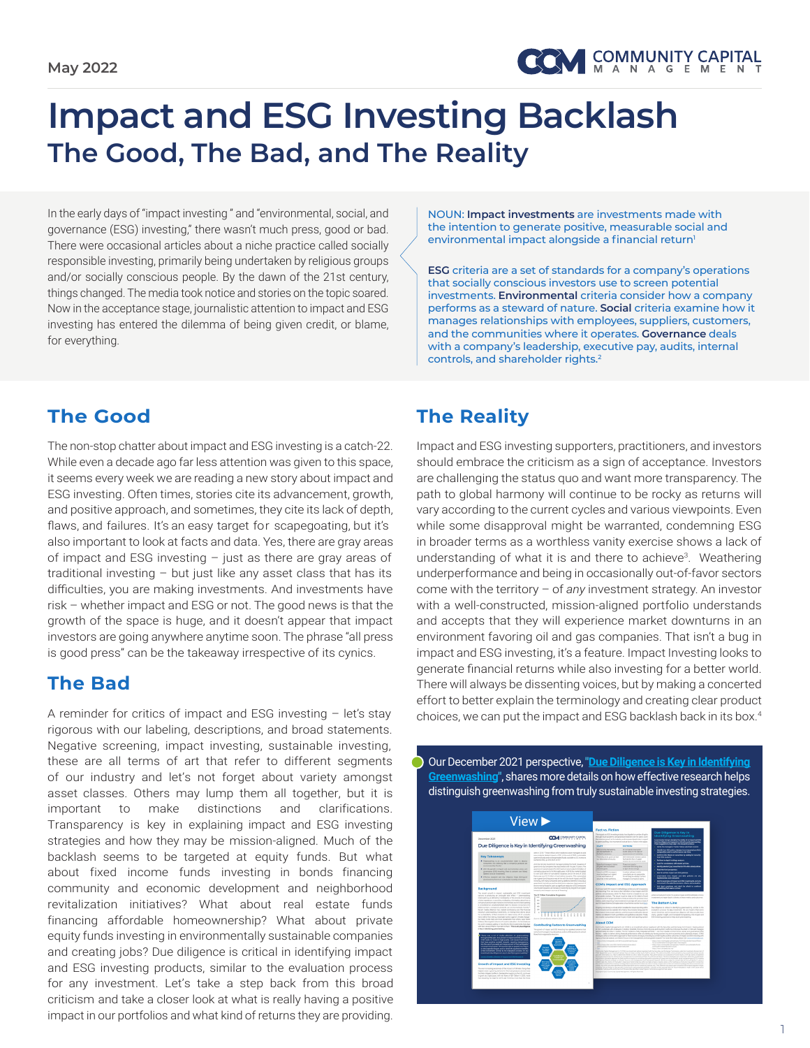May 2022

# Impact and ESG Investing Backlash

## The Good, The Bad, and The Reality

In the early days of "impact investing " and "environmental, social, and governance (ESG) investing," there wasn't much press, good or bad. There were occasional articles about a niche practice called socially responsible investing, primarily being undertaken by religious groups and/or socially conscious people. By the dawn of the 21st century, things changed. The media took notice and stories on the topic soared. Now in the acceptance stage, journalistic attention to impact and ESG investing has entered the dilemma of being given credit, or blame, for everything.

NOUN: **Impact investments** are investments made with the intention to generate positive, measurable social and environmental impact alongside a financial return[1]

**ESG** criteria are a set of standards for a company's operations that socially conscious investors use to screen potential investments. **Environmental** criteria consider how a company performs as a steward of nature. **Social** criteria examine how it manages relationships with employees, suppliers, customers, and the communities where it operates. **Governance** deals with a company's leadership, executive pay, audits, internal controls, and shareholder rights.[2]

## The Good

The non-stop chatter about impact and ESG investing is a catch-22. While even a decade ago far less attention was given to this space, it seems every week we are reading a new story about impact and ESG investing. Often times, stories cite its advancement, growth, and positive approach, and sometimes, they cite its lack of depth, flaws, and failures. It's an easy target for scapegoating, but it's also important to look at facts and data. Yes, there are gray areas of impact and ESG investing – just as there are gray areas of traditional investing – but just like any asset class that has its difficulties, you are making investments. And investments have risk – whether impact and ESG or not. The good news is that the growth of the space is huge, and it doesn't appear that impact investors are going anywhere anytime soon. The phrase "all press is good press" can be the takeaway irrespective of its cynics.

## The Bad

A reminder for critics of impact and ESG investing – let's stay rigorous with our labeling, descriptions, and broad statements. Negative screening, impact investing, sustainable investing, these are all terms of art that refer to different segments of our industry and let's not forget about variety amongst asset classes. Others may lump them all together, but it is important to make distinctions and clarifications. Transparency is key in explaining impact and ESG investing strategies and how they may be mission-aligned. Much of the backlash seems to be targeted at equity funds. But what about fixed income funds investing in bonds financing community and economic development and neighborhood revitalization initiatives? What about real estate funds financing affordable homeownership? What about private equity funds investing in environmentally sustainable companies and creating jobs? Due diligence is critical in identifying impact and ESG investing products, similar to the evaluation process for any investment. Let's take a step back from this broad criticism and take a closer look at what is really having a positive impact in our portfolios and what kind of returns they are providing.

## The Reality

Impact and ESG investing supporters, practitioners, and investors should embrace the criticism as a sign of acceptance. Investors are challenging the status quo and want more transparency. The path to global harmony will continue to be rocky as returns will vary according to the current cycles and various viewpoints. Even while some disapproval might be warranted, condemning ESG in broader terms as a worthless vanity exercise shows a lack of understanding of what it is and there to achieve[3]. Weathering underperformance and being in occasionally out-of-favor sectors come with the territory – of *any* investment strategy. An investor with a well-constructed, mission-aligned portfolio understands and accepts that they will experience market downturns in an environment favoring oil and gas companies. That isn't a bug in impact and ESG investing, it's a feature. Impact Investing looks to generate financial returns while also investing for a better world. There will always be dissenting voices, but by making a concerted effort to better explain the terminology and creating clear product choices, we can put the impact and ESG backlash back in its box.[4]

Our December 2021 perspective, "Due Diligence is Key in Identifying Greenwashing", shares more details on how effective research helps distinguish greenwashing from truly sustainable investing strategies.

View ▶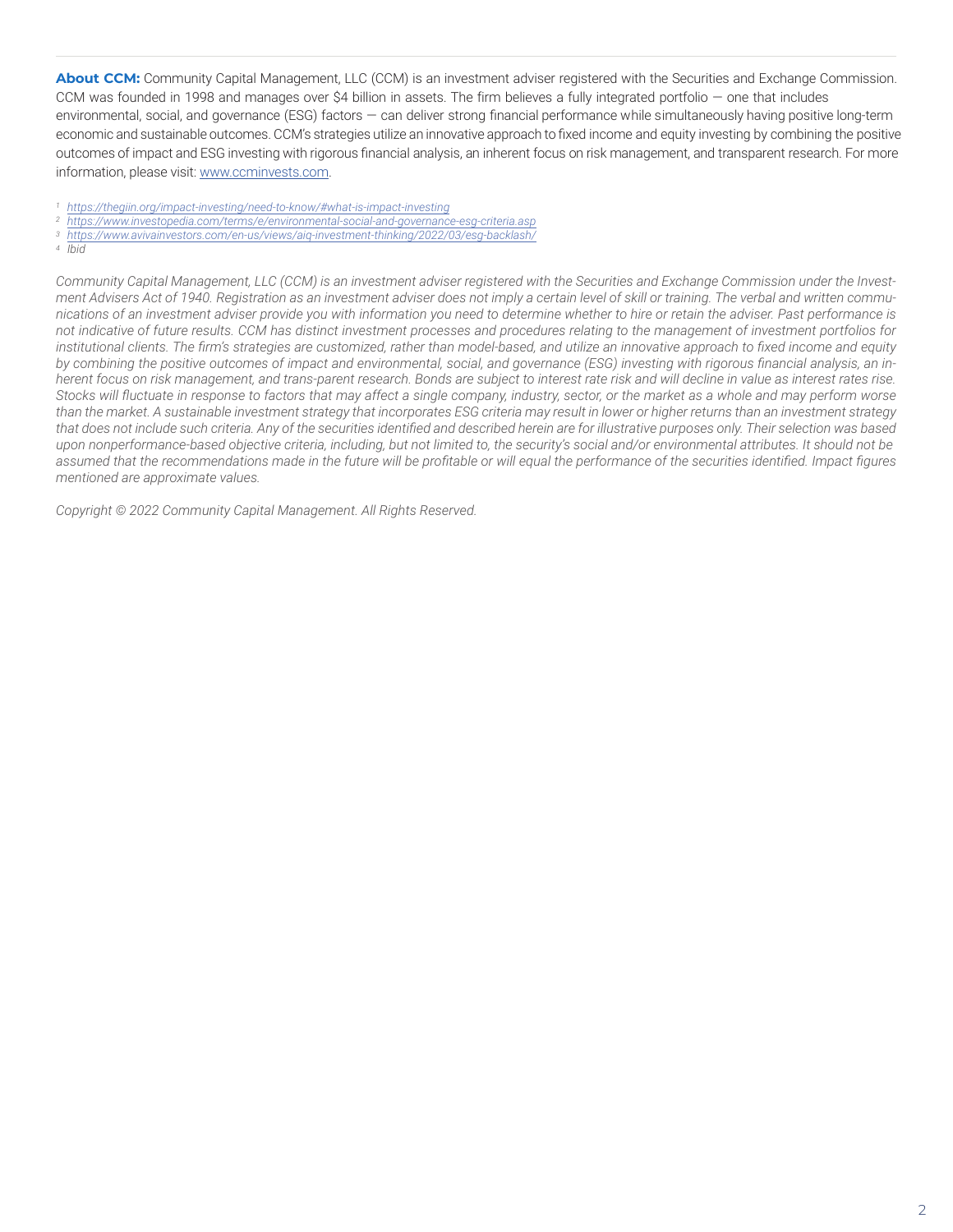**About CCM:** Community Capital Management, LLC (CCM) is an investment adviser registered with the Securities and Exchange Commission. CCM was founded in 1998 and manages over $4 billion in assets. The firm believes a fully integrated portfolio — one that includes environmental, social, and governance (ESG) factors — can deliver strong financial performance while simultaneously having positive long-term economic and sustainable outcomes. CCM's strategies utilize an innovative approach to fixed income and equity investing by combining the positive outcomes of impact and ESG investing with rigorous financial analysis, an inherent focus on risk management, and transparent research. For more information, please visit: [www.ccminvests.com](http://www.ccminvests.com).

[1] *https://thegiin.org/impact-investing/need-to-know/#what-is-impact-investing*
[2] *https://www.investopedia.com/terms/e/environmental-social-and-governance-esg-criteria.asp*
[3] *https://www.avivainvestors.com/en-us/views/aiq-investment-thinking/2022/03/esg-backlash/*
[4] *Ibid*

*Community Capital Management, LLC (CCM) is an investment adviser registered with the Securities and Exchange Commission under the Investment Advisers Act of 1940. Registration as an investment adviser does not imply a certain level of skill or training. The verbal and written communications of an investment adviser provide you with information you need to determine whether to hire or retain the adviser. Past performance is not indicative of future results. CCM has distinct investment processes and procedures relating to the management of investment portfolios for institutional clients. The firm's strategies are customized, rather than model-based, and utilize an innovative approach to fixed income and equity by combining the positive outcomes of impact and environmental, social, and governance (ESG) investing with rigorous financial analysis, an inherent focus on risk management, and trans-parent research. Bonds are subject to interest rate risk and will decline in value as interest rates rise. Stocks will fluctuate in response to factors that may affect a single company, industry, sector, or the market as a whole and may perform worse than the market. A sustainable investment strategy that incorporates ESG criteria may result in lower or higher returns than an investment strategy that does not include such criteria. Any of the securities identified and described herein are for illustrative purposes only. Their selection was based upon nonperformance-based objective criteria, including, but not limited to, the security's social and/or environmental attributes. It should not be assumed that the recommendations made in the future will be profitable or will equal the performance of the securities identified. Impact figures mentioned are approximate values.*

*Copyright © 2022 Community Capital Management. All Rights Reserved.*